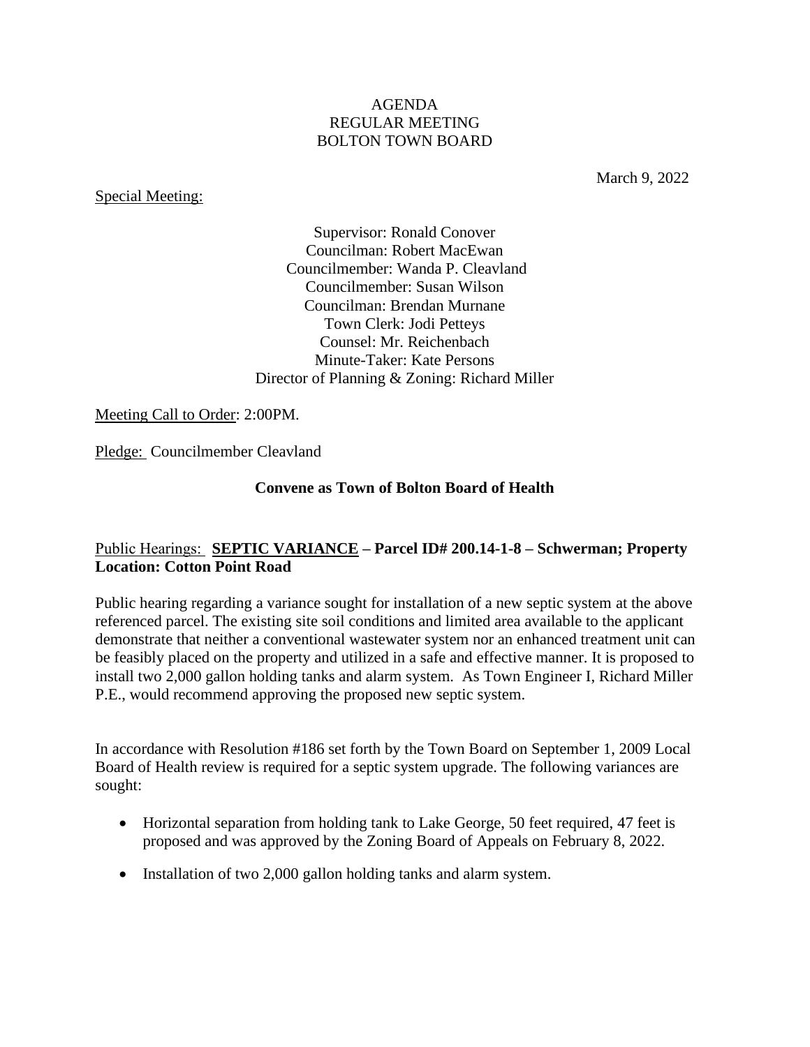AGENDA
REGULAR MEETING
BOLTON TOWN BOARD

March 9, 2022

Special Meeting:

Supervisor: Ronald Conover
Councilman: Robert MacEwan
Councilmember: Wanda P. Cleavland
Councilmember: Susan Wilson
Councilman: Brendan Murnane
Town Clerk: Jodi Petteys
Counsel: Mr. Reichenbach
Minute-Taker: Kate Persons
Director of Planning & Zoning: Richard Miller

Meeting Call to Order: 2:00PM.

Pledge: Councilmember Cleavland

**Convene as Town of Bolton Board of Health**

Public Hearings: **SEPTIC VARIANCE – Parcel ID# 200.14-1-8 – Schwerman; Property Location: Cotton Point Road**

Public hearing regarding a variance sought for installation of a new septic system at the above referenced parcel. The existing site soil conditions and limited area available to the applicant demonstrate that neither a conventional wastewater system nor an enhanced treatment unit can be feasibly placed on the property and utilized in a safe and effective manner. It is proposed to install two 2,000 gallon holding tanks and alarm system. As Town Engineer I, Richard Miller P.E., would recommend approving the proposed new septic system.

In accordance with Resolution #186 set forth by the Town Board on September 1, 2009 Local Board of Health review is required for a septic system upgrade. The following variances are sought:

- Horizontal separation from holding tank to Lake George, 50 feet required, 47 feet is proposed and was approved by the Zoning Board of Appeals on February 8, 2022.
- Installation of two 2,000 gallon holding tanks and alarm system.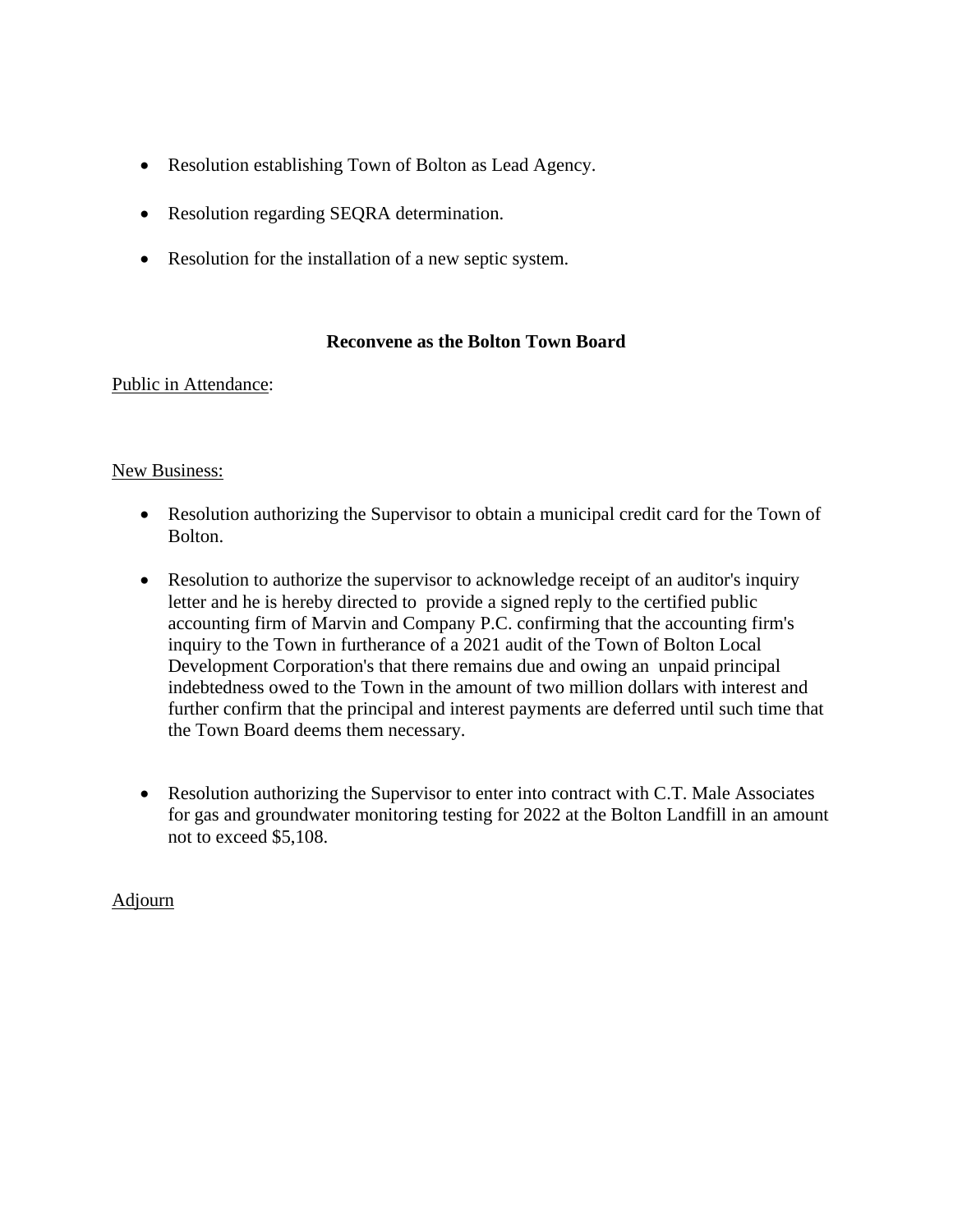- Resolution establishing Town of Bolton as Lead Agency.

- Resolution regarding SEQRA determination.

- Resolution for the installation of a new septic system.

**Reconvene as the Bolton Town Board**

Public in Attendance:

New Business:

- Resolution authorizing the Supervisor to obtain a municipal credit card for the Town of Bolton.

- Resolution to authorize the supervisor to acknowledge receipt of an auditor's inquiry letter and he is hereby directed to provide a signed reply to the certified public accounting firm of Marvin and Company P.C. confirming that the accounting firm's inquiry to the Town in furtherance of a 2021 audit of the Town of Bolton Local Development Corporation's that there remains due and owing an unpaid principal indebtedness owed to the Town in the amount of two million dollars with interest and further confirm that the principal and interest payments are deferred until such time that the Town Board deems them necessary.

- Resolution authorizing the Supervisor to enter into contract with C.T. Male Associates for gas and groundwater monitoring testing for 2022 at the Bolton Landfill in an amount not to exceed $5,108.

Adjourn